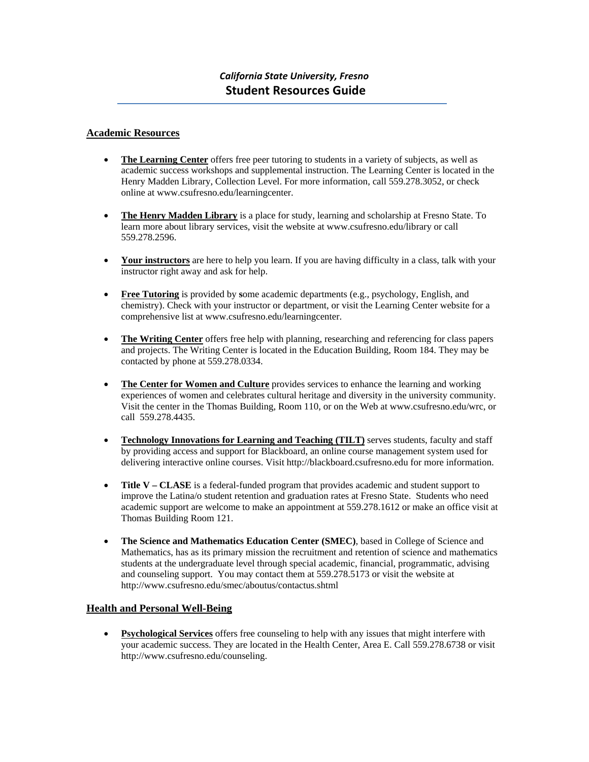*California State University, Fresno*

# Student Resources Guide

## Academic Resources

- **The Learning Center** offers free peer tutoring to students in a variety of subjects, as well as academic success workshops and supplemental instruction. The Learning Center is located in the Henry Madden Library, Collection Level. For more information, call 559.278.3052, or check online at www.csufresno.edu/learningcenter.

- **The Henry Madden Library** is a place for study, learning and scholarship at Fresno State. To learn more about library services, visit the website at www.csufresno.edu/library or call 559.278.2596.

- **Your instructors** are here to help you learn. If you are having difficulty in a class, talk with your instructor right away and ask for help.

- **Free Tutoring** is provided by **s**ome academic departments (e.g., psychology, English, and chemistry). Check with your instructor or department, or visit the Learning Center website for a comprehensive list at www.csufresno.edu/learningcenter.

- **The Writing Center** offers free help with planning, researching and referencing for class papers and projects. The Writing Center is located in the Education Building, Room 184. They may be contacted by phone at 559.278.0334.

- **The Center for Women and Culture** provides services to enhance the learning and working experiences of women and celebrates cultural heritage and diversity in the university community. Visit the center in the Thomas Building, Room 110, or on the Web at www.csufresno.edu/wrc, or call 559.278.4435.

- **Technology Innovations for Learning and Teaching (TILT)** serves students, faculty and staff by providing access and support for Blackboard, an online course management system used for delivering interactive online courses. Visit http://blackboard.csufresno.edu for more information.

- **Title V – CLASE** is a federal-funded program that provides academic and student support to improve the Latina/o student retention and graduation rates at Fresno State. Students who need academic support are welcome to make an appointment at 559.278.1612 or make an office visit at Thomas Building Room 121.

- **The Science and Mathematics Education Center (SMEC)**, based in College of Science and Mathematics, has as its primary mission the recruitment and retention of science and mathematics students at the undergraduate level through special academic, financial, programmatic, advising and counseling support. You may contact them at 559.278.5173 or visit the website at http://www.csufresno.edu/smec/aboutus/contactus.shtml

## Health and Personal Well-Being

- **Psychological Services** offers free counseling to help with any issues that might interfere with your academic success. They are located in the Health Center, Area E. Call 559.278.6738 or visit http://www.csufresno.edu/counseling.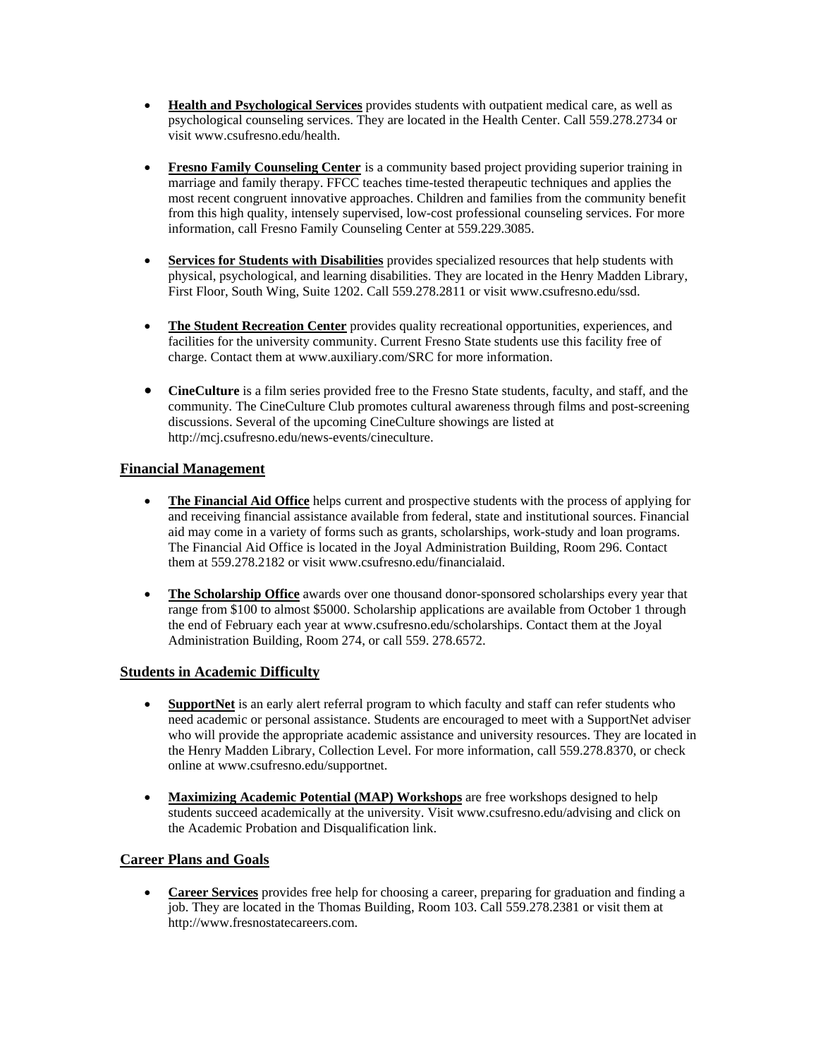- **Health and Psychological Services** provides students with outpatient medical care, as well as psychological counseling services. They are located in the Health Center. Call 559.278.2734 or visit www.csufresno.edu/health.

- **Fresno Family Counseling Center** is a community based project providing superior training in marriage and family therapy. FFCC teaches time-tested therapeutic techniques and applies the most recent congruent innovative approaches. Children and families from the community benefit from this high quality, intensely supervised, low-cost professional counseling services. For more information, call Fresno Family Counseling Center at 559.229.3085.

- **Services for Students with Disabilities** provides specialized resources that help students with physical, psychological, and learning disabilities. They are located in the Henry Madden Library, First Floor, South Wing, Suite 1202. Call 559.278.2811 or visit www.csufresno.edu/ssd.

- **The Student Recreation Center** provides quality recreational opportunities, experiences, and facilities for the university community. Current Fresno State students use this facility free of charge. Contact them at www.auxiliary.com/SRC for more information.

- **CineCulture** is a film series provided free to the Fresno State students, faculty, and staff, and the community. The CineCulture Club promotes cultural awareness through films and post-screening discussions. Several of the upcoming CineCulture showings are listed at http://mcj.csufresno.edu/news-events/cineculture.

## Financial Management

- **The Financial Aid Office** helps current and prospective students with the process of applying for and receiving financial assistance available from federal, state and institutional sources. Financial aid may come in a variety of forms such as grants, scholarships, work-study and loan programs. The Financial Aid Office is located in the Joyal Administration Building, Room 296. Contact them at 559.278.2182 or visit www.csufresno.edu/financialaid.

- **The Scholarship Office** awards over one thousand donor-sponsored scholarships every year that range from $100 to almost $5000. Scholarship applications are available from October 1 through the end of February each year at www.csufresno.edu/scholarships. Contact them at the Joyal Administration Building, Room 274, or call 559. 278.6572.

## Students in Academic Difficulty

- **SupportNet** is an early alert referral program to which faculty and staff can refer students who need academic or personal assistance. Students are encouraged to meet with a SupportNet adviser who will provide the appropriate academic assistance and university resources. They are located in the Henry Madden Library, Collection Level. For more information, call 559.278.8370, or check online at www.csufresno.edu/supportnet.

- **Maximizing Academic Potential (MAP) Workshops** are free workshops designed to help students succeed academically at the university. Visit www.csufresno.edu/advising and click on the Academic Probation and Disqualification link.

## Career Plans and Goals

- **Career Services** provides free help for choosing a career, preparing for graduation and finding a job. They are located in the Thomas Building, Room 103. Call 559.278.2381 or visit them at http://www.fresnostatecareers.com.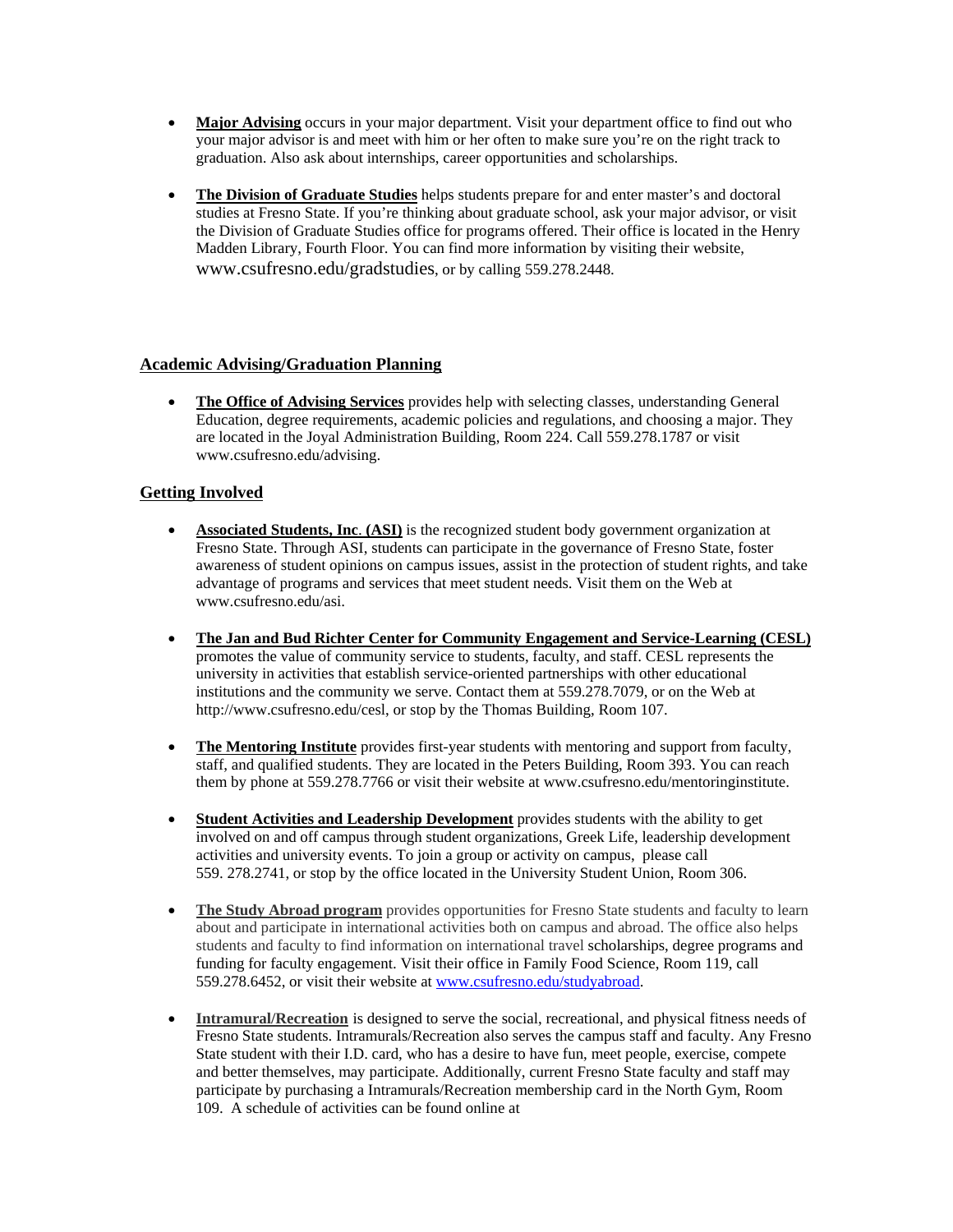- **Major Advising** occurs in your major department. Visit your department office to find out who your major advisor is and meet with him or her often to make sure you're on the right track to graduation. Also ask about internships, career opportunities and scholarships.

- **The Division of Graduate Studies** helps students prepare for and enter master's and doctoral studies at Fresno State. If you're thinking about graduate school, ask your major advisor, or visit the Division of Graduate Studies office for programs offered. Their office is located in the Henry Madden Library, Fourth Floor. You can find more information by visiting their website, www.csufresno.edu/gradstudies, or by calling 559.278.2448.

## Academic Advising/Graduation Planning

- **The Office of Advising Services** provides help with selecting classes, understanding General Education, degree requirements, academic policies and regulations, and choosing a major. They are located in the Joyal Administration Building, Room 224. Call 559.278.1787 or visit www.csufresno.edu/advising.

## Getting Involved

- **Associated Students, Inc. (ASI)** is the recognized student body government organization at Fresno State. Through ASI, students can participate in the governance of Fresno State, foster awareness of student opinions on campus issues, assist in the protection of student rights, and take advantage of programs and services that meet student needs. Visit them on the Web at www.csufresno.edu/asi.

- **The Jan and Bud Richter Center for Community Engagement and Service-Learning (CESL)** promotes the value of community service to students, faculty, and staff. CESL represents the university in activities that establish service-oriented partnerships with other educational institutions and the community we serve. Contact them at 559.278.7079, or on the Web at http://www.csufresno.edu/cesl, or stop by the Thomas Building, Room 107.

- **The Mentoring Institute** provides first-year students with mentoring and support from faculty, staff, and qualified students. They are located in the Peters Building, Room 393. You can reach them by phone at 559.278.7766 or visit their website at www.csufresno.edu/mentoringinstitute.

- **Student Activities and Leadership Development** provides students with the ability to get involved on and off campus through student organizations, Greek Life, leadership development activities and university events. To join a group or activity on campus, please call 559. 278.2741, or stop by the office located in the University Student Union, Room 306.

- **The Study Abroad program** provides opportunities for Fresno State students and faculty to learn about and participate in international activities both on campus and abroad. The office also helps students and faculty to find information on international travel scholarships, degree programs and funding for faculty engagement. Visit their office in Family Food Science, Room 119, call 559.278.6452, or visit their website at www.csufresno.edu/studyabroad.

- **Intramural/Recreation** is designed to serve the social, recreational, and physical fitness needs of Fresno State students. Intramurals/Recreation also serves the campus staff and faculty. Any Fresno State student with their I.D. card, who has a desire to have fun, meet people, exercise, compete and better themselves, may participate. Additionally, current Fresno State faculty and staff may participate by purchasing a Intramurals/Recreation membership card in the North Gym, Room 109. A schedule of activities can be found online at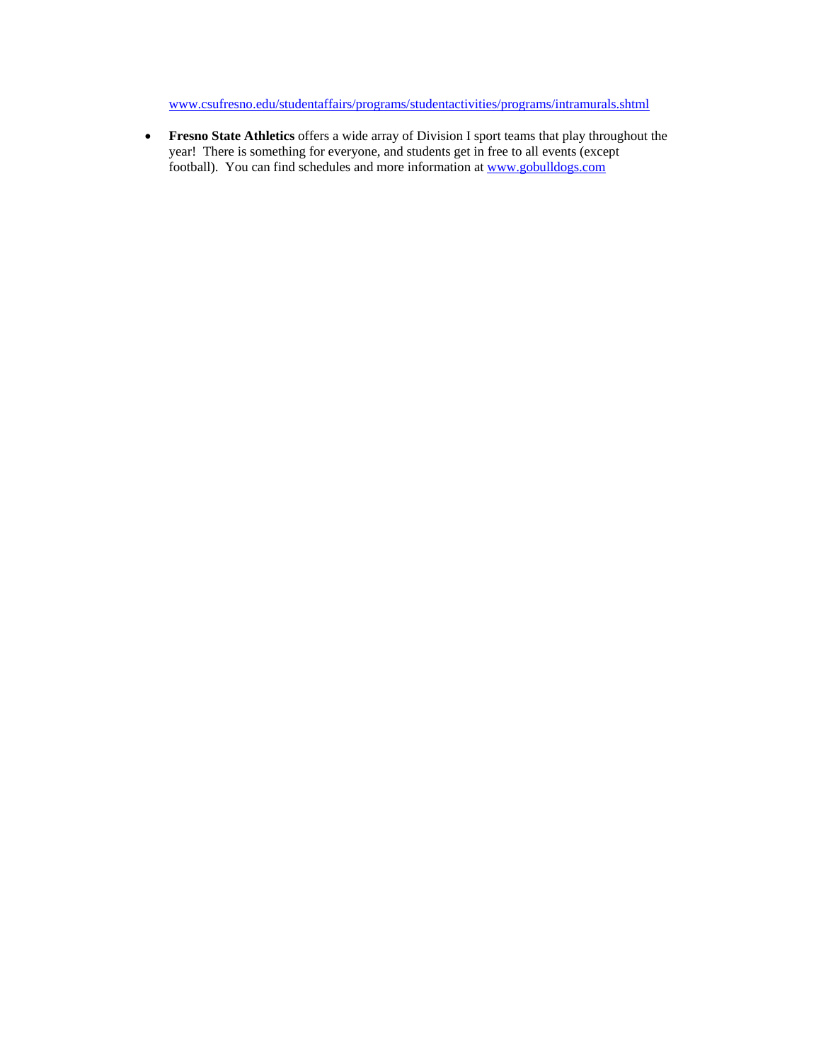www.csufresno.edu/studentaffairs/programs/studentactivities/programs/intramurals.shtml

- **Fresno State Athletics** offers a wide array of Division I sport teams that play throughout the year! There is something for everyone, and students get in free to all events (except football). You can find schedules and more information at www.gobulldogs.com